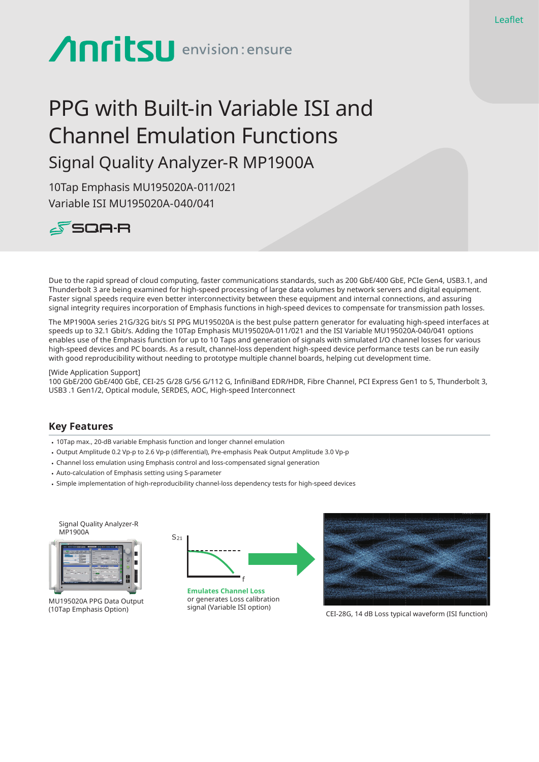Leaflet

# PPG with Built-in Variable ISI and Channel Emulation Functions

## Signal Quality Analyzer-R MP1900A

10Tap Emphasis MU195020A-011/021
Variable ISI MU195020A-040/041

Due to the rapid spread of cloud computing, faster communications standards, such as 200 GbE/400 GbE, PCIe Gen4, USB3.1, and Thunderbolt 3 are being examined for high-speed processing of large data volumes by network servers and digital equipment. Faster signal speeds require even better interconnectivity between these equipment and internal connections, and assuring signal integrity requires incorporation of Emphasis functions in high-speed devices to compensate for transmission path losses.

The MP1900A series 21G/32G bit/s SI PPG MU195020A is the best pulse pattern generator for evaluating high-speed interfaces at speeds up to 32.1 Gbit/s. Adding the 10Tap Emphasis MU195020A-011/021 and the ISI Variable MU195020A-040/041 options enables use of the Emphasis function for up to 10 Taps and generation of signals with simulated I/O channel losses for various high-speed devices and PC boards. As a result, channel-loss dependent high-speed device performance tests can be run easily with good reproducibility without needing to prototype multiple channel boards, helping cut development time.

[Wide Application Support]
100 GbE/200 GbE/400 GbE, CEI-25 G/28 G/56 G/112 G, InfiniBand EDR/HDR, Fibre Channel, PCI Express Gen1 to 5, Thunderbolt 3, USB3 .1 Gen1/2, Optical module, SERDES, AOC, High-speed Interconnect

## Key Features

- 10Tap max., 20-dB variable Emphasis function and longer channel emulation
- Output Amplitude 0.2 Vp-p to 2.6 Vp-p (differential), Pre-emphasis Peak Output Amplitude 3.0 Vp-p
- Channel loss emulation using Emphasis control and loss-compensated signal generation
- Auto-calculation of Emphasis setting using S-parameter
- Simple implementation of high-reproducibility channel-loss dependency tests for high-speed devices

Signal Quality Analyzer-R MP1900A

MU195020A PPG Data Output (10Tap Emphasis Option)

$S_{21}$

f

**Emulates Channel Loss** or generates Loss calibration signal (Variable ISI option)

CEI-28G, 14 dB Loss typical waveform (ISI function)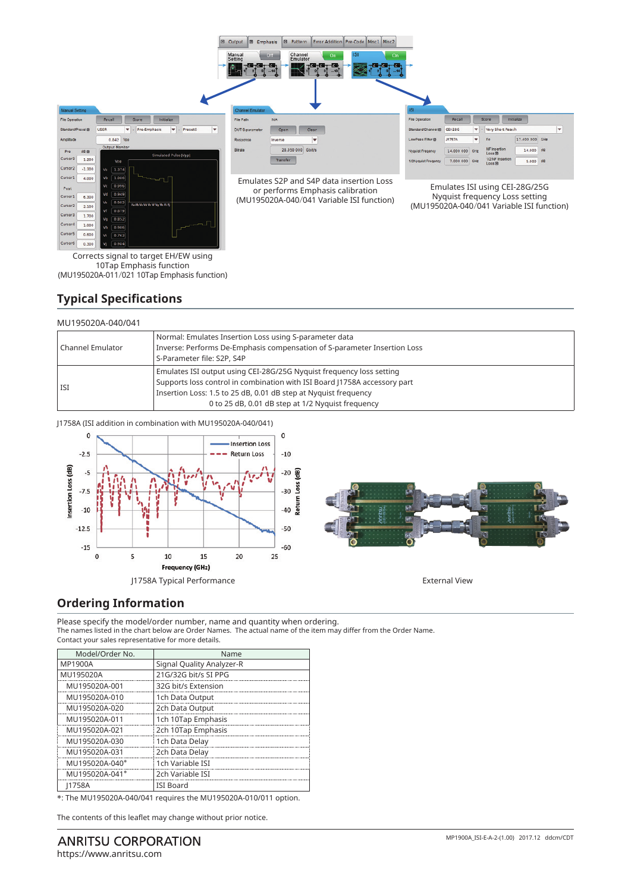Corrects signal to target EH/EW using 10Tap Emphasis function (MU195020A-011/021 10Tap Emphasis function)

Emulates S2P and S4P data insertion Loss or performs Emphasis calibration (MU195020A-040/041 Variable ISI function)

Emulates ISI using CEI-28G/25G Nyquist frequency Loss setting (MU195020A-040/041 Variable ISI function)

## Typical Specifications

MU195020A-040/041

| | |
|---|---|
| Channel Emulator | Normal: Emulates Insertion Loss using S-parameter data<br>Inverse: Performs De-Emphasis compensation of S-parameter Insertion Loss<br>S-Parameter file: S2P, S4P |
| ISI | Emulates ISI output using CEI-28G/25G Nyquist frequency loss setting<br>Supports loss control in combination with ISI Board J1758A accessory part<br>Insertion Loss: 1.5 to 25 dB, 0.01 dB step at Nyquist frequency<br>0 to 25 dB, 0.01 dB step at 1/2 Nyquist frequency |

J1758A (ISI addition in combination with MU195020A-040/041)

Insertion Loss
Return Loss
Insertion Loss (dB)
0
-2.5
-5
-7.5
-10
-12.5
-15
Return Loss (dB)
0
-10
-20
-30
-40
-50
-60
Frequency (GHz)
0
5
10
15
20
25

J1758A Typical Performance

External View

## Ordering Information

Please specify the model/order number, name and quantity when ordering.
The names listed in the chart below are Order Names. The actual name of the item may differ from the Order Name.
Contact your sales representative for more details.

| Model/Order No. | Name |
|---|---|
| MP1900A | Signal Quality Analyzer-R |
| MU195020A | 21G/32G bit/s SI PPG |
| MU195020A-001 | 32G bit/s Extension |
| MU195020A-010 | 1ch Data Output |
| MU195020A-020 | 2ch Data Output |
| MU195020A-011 | 1ch 10Tap Emphasis |
| MU195020A-021 | 2ch 10Tap Emphasis |
| MU195020A-030 | 1ch Data Delay |
| MU195020A-031 | 2ch Data Delay |
| MU195020A-040* | 1ch Variable ISI |
| MU195020A-041* | 2ch Variable ISI |
| J1758A | ISI Board |

*: The MU195020A-040/041 requires the MU195020A-010/011 option.

The contents of this leaflet may change without prior notice.

ANRITSU CORPORATION
https://www.anritsu.com

MP1900A_ISI-E-A-2-(1.00) 2017.12 ddcm/CDT